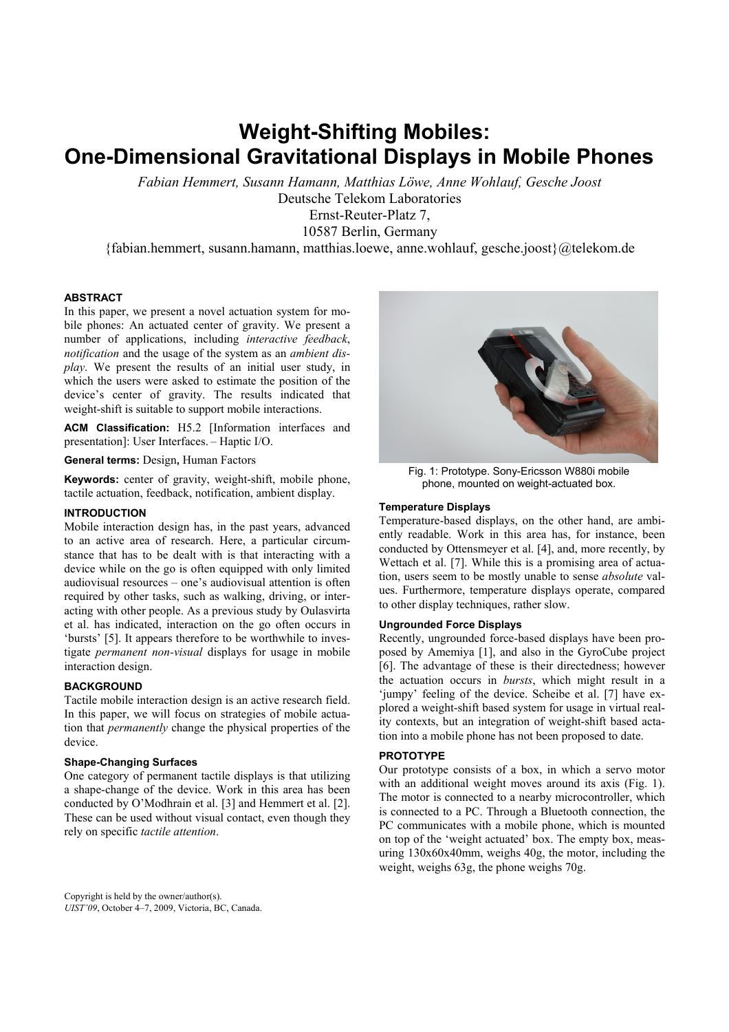# Weight-Shifting Mobiles: One-Dimensional Gravitational Displays in Mobile Phones

*Fabian Hemmert, Susann Hamann, Matthias Löwe, Anne Wohlauf, Gesche Joost*
Deutsche Telekom Laboratories
Ernst-Reuter-Platz 7,
10587 Berlin, Germany
{fabian.hemmert, susann.hamann, matthias.loewe, anne.wohlauf, gesche.joost}@telekom.de

### ABSTRACT

In this paper, we present a novel actuation system for mobile phones: An actuated center of gravity. We present a number of applications, including *interactive feedback*, *notification* and the usage of the system as an *ambient display*. We present the results of an initial user study, in which the users were asked to estimate the position of the device's center of gravity. The results indicated that weight-shift is suitable to support mobile interactions.

**ACM Classification:** H5.2 [Information interfaces and presentation]: User Interfaces. – Haptic I/O.

**General terms:** Design, Human Factors

**Keywords:** center of gravity, weight-shift, mobile phone, tactile actuation, feedback, notification, ambient display.

### INTRODUCTION

Mobile interaction design has, in the past years, advanced to an active area of research. Here, a particular circumstance that has to be dealt with is that interacting with a device while on the go is often equipped with only limited audiovisual resources – one's audiovisual attention is often required by other tasks, such as walking, driving, or interacting with other people. As a previous study by Oulasvirta et al. has indicated, interaction on the go often occurs in 'bursts' [5]. It appears therefore to be worthwhile to investigate *permanent non-visual* displays for usage in mobile interaction design.

### BACKGROUND

Tactile mobile interaction design is an active research field. In this paper, we will focus on strategies of mobile actuation that *permanently* change the physical properties of the device.

#### Shape-Changing Surfaces

One category of permanent tactile displays is that utilizing a shape-change of the device. Work in this area has been conducted by O'Modhrain et al. [3] and Hemmert et al. [2]. These can be used without visual contact, even though they rely on specific *tactile attention*.

Fig. 1: Prototype. Sony-Ericsson W880i mobile phone, mounted on weight-actuated box.

#### Temperature Displays

Temperature-based displays, on the other hand, are ambiently readable. Work in this area has, for instance, been conducted by Ottensmeyer et al. [4], and, more recently, by Wettach et al. [7]. While this is a promising area of actuation, users seem to be mostly unable to sense *absolute* values. Furthermore, temperature displays operate, compared to other display techniques, rather slow.

#### Ungrounded Force Displays

Recently, ungrounded force-based displays have been proposed by Amemiya [1], and also in the GyroCube project [6]. The advantage of these is their directedness; however the actuation occurs in *bursts*, which might result in a 'jumpy' feeling of the device. Scheibe et al. [7] have explored a weight-shift based system for usage in virtual reality contexts, but an integration of weight-shift based actation into a mobile phone has not been proposed to date.

### PROTOTYPE

Our prototype consists of a box, in which a servo motor with an additional weight moves around its axis (Fig. 1). The motor is connected to a nearby microcontroller, which is connected to a PC. Through a Bluetooth connection, the PC communicates with a mobile phone, which is mounted on top of the 'weight actuated' box. The empty box, measuring 130x60x40mm, weighs 40g, the motor, including the weight, weighs 63g, the phone weighs 70g.

Copyright is held by the owner/author(s).
*UIST'09*, October 4–7, 2009, Victoria, BC, Canada.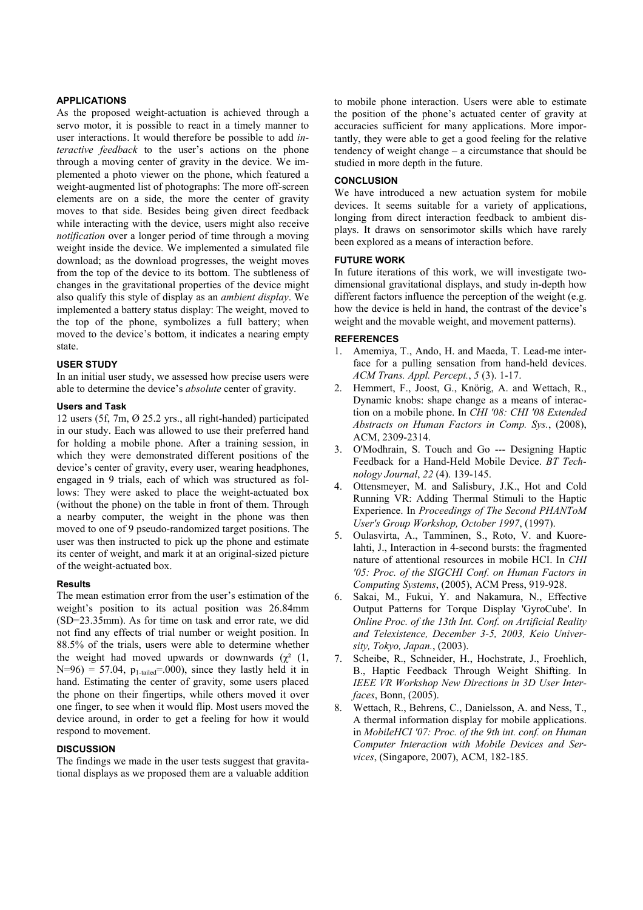## APPLICATIONS

As the proposed weight-actuation is achieved through a servo motor, it is possible to react in a timely manner to user interactions. It would therefore be possible to add *interactive feedback* to the user's actions on the phone through a moving center of gravity in the device. We implemented a photo viewer on the phone, which featured a weight-augmented list of photographs: The more off-screen elements are on a side, the more the center of gravity moves to that side. Besides being given direct feedback while interacting with the device, users might also receive *notification* over a longer period of time through a moving weight inside the device. We implemented a simulated file download; as the download progresses, the weight moves from the top of the device to its bottom. The subtleness of changes in the gravitational properties of the device might also qualify this style of display as an *ambient display*. We implemented a battery status display: The weight, moved to the top of the phone, symbolizes a full battery; when moved to the device's bottom, it indicates a nearing empty state.

## USER STUDY

In an initial user study, we assessed how precise users were able to determine the device's *absolute* center of gravity.

### Users and Task

12 users (5f, 7m, Ø 25.2 yrs., all right-handed) participated in our study. Each was allowed to use their preferred hand for holding a mobile phone. After a training session, in which they were demonstrated different positions of the device's center of gravity, every user, wearing headphones, engaged in 9 trials, each of which was structured as follows: They were asked to place the weight-actuated box (without the phone) on the table in front of them. Through a nearby computer, the weight in the phone was then moved to one of 9 pseudo-randomized target positions. The user was then instructed to pick up the phone and estimate its center of weight, and mark it at an original-sized picture of the weight-actuated box.

### Results

The mean estimation error from the user's estimation of the weight's position to its actual position was 26.84mm (SD=23.35mm). As for time on task and error rate, we did not find any effects of trial number or weight position. In 88.5% of the trials, users were able to determine whether the weight had moved upwards or downwards ($\chi^2$ (1, N=96) = 57.04, $p_{1\text{-tailed}}$=.000), since they lastly held it in hand. Estimating the center of gravity, some users placed the phone on their fingertips, while others moved it over one finger, to see when it would flip. Most users moved the device around, in order to get a feeling for how it would respond to movement.

## DISCUSSION

The findings we made in the user tests suggest that gravitational displays as we proposed them are a valuable addition to mobile phone interaction. Users were able to estimate the position of the phone's actuated center of gravity at accuracies sufficient for many applications. More importantly, they were able to get a good feeling for the relative tendency of weight change – a circumstance that should be studied in more depth in the future.

## CONCLUSION

We have introduced a new actuation system for mobile devices. It seems suitable for a variety of applications, longing from direct interaction feedback to ambient displays. It draws on sensorimotor skills which have rarely been explored as a means of interaction before.

## FUTURE WORK

In future iterations of this work, we will investigate two-dimensional gravitational displays, and study in-depth how different factors influence the perception of the weight (e.g. how the device is held in hand, the contrast of the device's weight and the movable weight, and movement patterns).

## REFERENCES

1. Amemiya, T., Ando, H. and Maeda, T. Lead-me interface for a pulling sensation from hand-held devices. *ACM Trans. Appl. Percept.*, *5* (3). 1-17.
2. Hemmert, F., Joost, G., Knörig, A. and Wettach, R., Dynamic knobs: shape change as a means of interaction on a mobile phone. In *CHI '08: CHI '08 Extended Abstracts on Human Factors in Comp. Sys.*, (2008), ACM, 2309-2314.
3. O'Modhrain, S. Touch and Go --- Designing Haptic Feedback for a Hand-Held Mobile Device. *BT Technology Journal*, *22* (4). 139-145.
4. Ottensmeyer, M. and Salisbury, J.K., Hot and Cold Running VR: Adding Thermal Stimuli to the Haptic Experience. In *Proceedings of The Second PHANToM User's Group Workshop, October 1997*, (1997).
5. Oulasvirta, A., Tamminen, S., Roto, V. and Kuorelahti, J., Interaction in 4-second bursts: the fragmented nature of attentional resources in mobile HCI. In *CHI '05: Proc. of the SIGCHI Conf. on Human Factors in Computing Systems*, (2005), ACM Press, 919-928.
6. Sakai, M., Fukui, Y. and Nakamura, N., Effective Output Patterns for Torque Display 'GyroCube'. In *Online Proc. of the 13th Int. Conf. on Artificial Reality and Telexistence, December 3-5, 2003, Keio University, Tokyo, Japan.*, (2003).
7. Scheibe, R., Schneider, H., Hochstrate, J., Froehlich, B., Haptic Feedback Through Weight Shifting. In *IEEE VR Workshop New Directions in 3D User Interfaces*, Bonn, (2005).
8. Wettach, R., Behrens, C., Danielsson, A. and Ness, T., A thermal information display for mobile applications. in *MobileHCI '07: Proc. of the 9th int. conf. on Human Computer Interaction with Mobile Devices and Services*, (Singapore, 2007), ACM, 182-185.